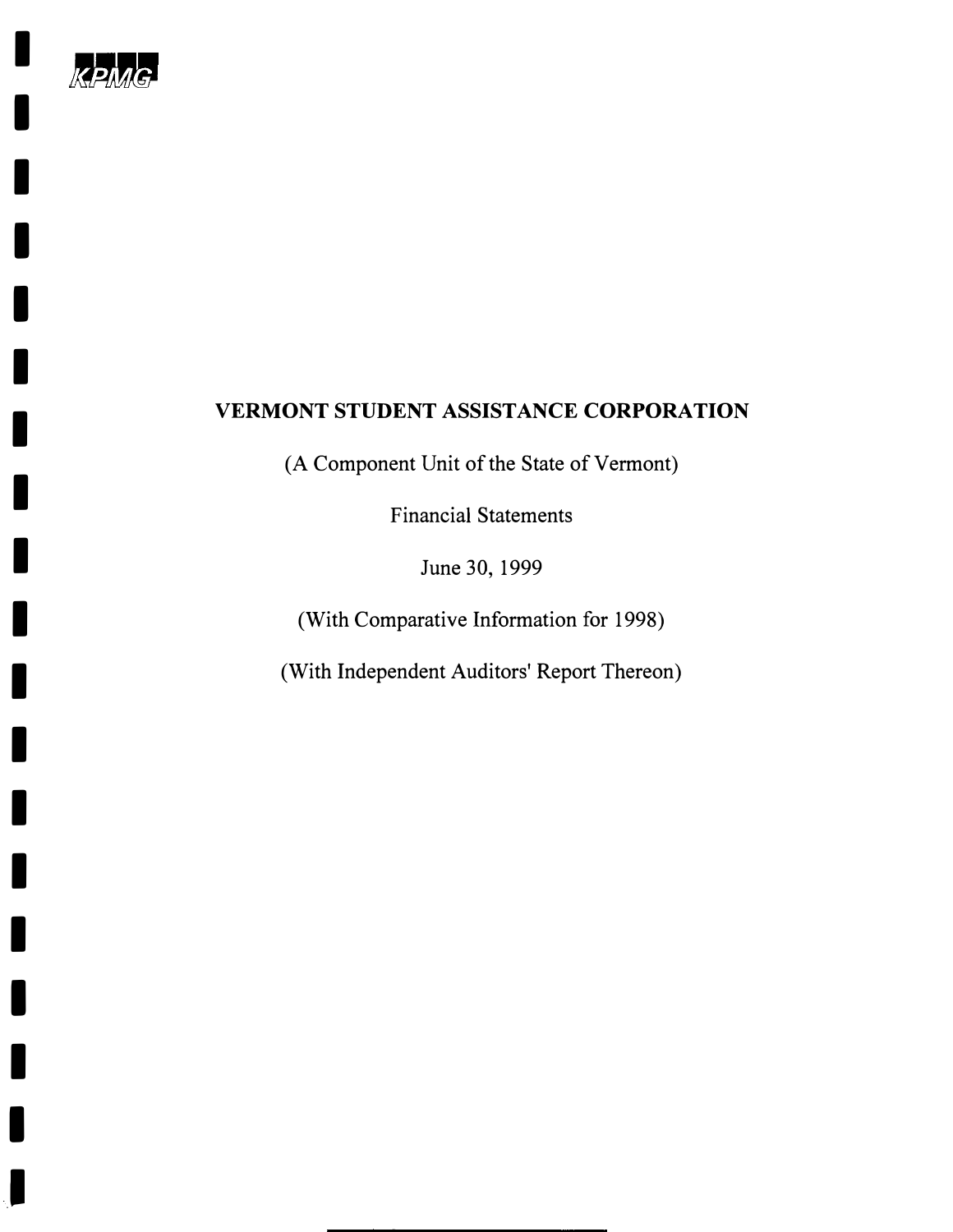KPMG

# VERMONT STUDENT ASSISTANCE CORPORATION

(A Component Unit of the State of Vermont)

Financial Statements

June 30, 1999

(With Comparative Information for 1998)

(With Independent Auditors' Report Thereon)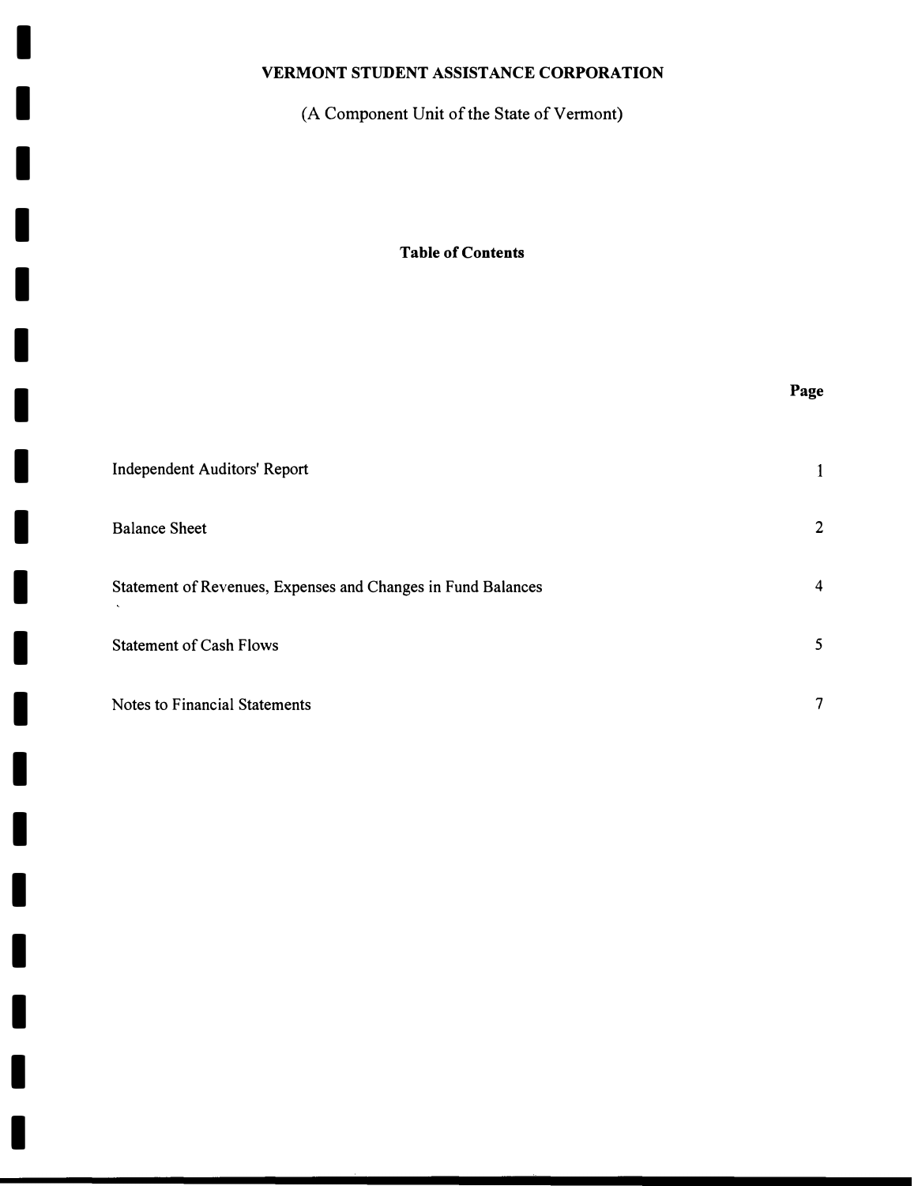**VERMONT STUDENT ASSISTANCE CORPORATION**

(A Component Unit of the State of Vermont)

**Table of Contents**

| | **Page** |
|---|---|
| Independent Auditors' Report | 1 |
| Balance Sheet | 2 |
| Statement of Revenues, Expenses and Changes in Fund Balances | 4 |
| Statement of Cash Flows | 5 |
| Notes to Financial Statements | 7 |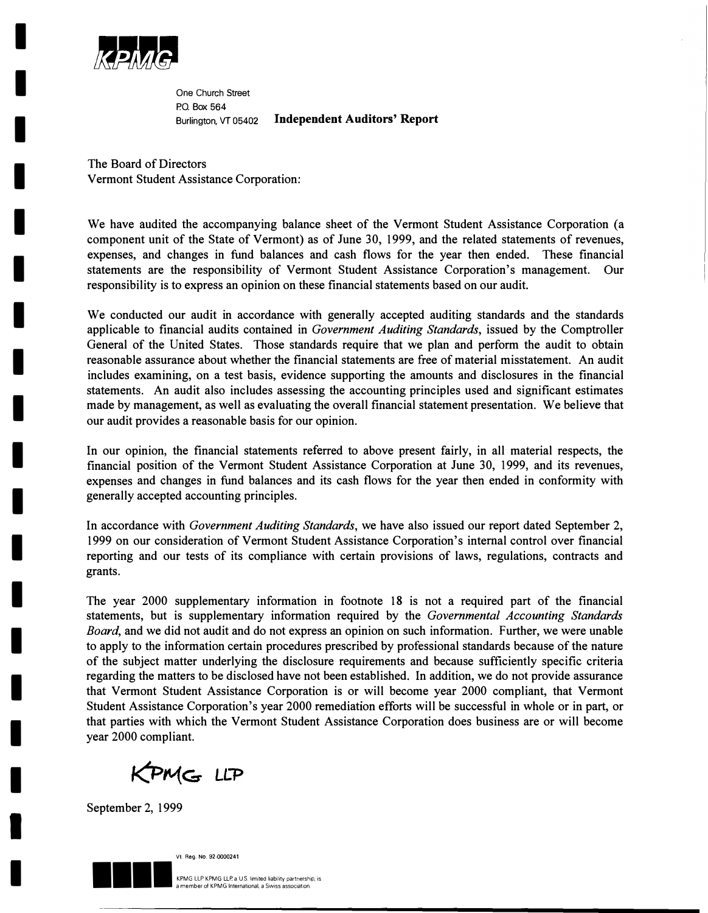KPMG

One Church Street
P.O. Box 564
Burlington, VT 05402

# Independent Auditors' Report

The Board of Directors
Vermont Student Assistance Corporation:

We have audited the accompanying balance sheet of the Vermont Student Assistance Corporation (a component unit of the State of Vermont) as of June 30, 1999, and the related statements of revenues, expenses, and changes in fund balances and cash flows for the year then ended. These financial statements are the responsibility of Vermont Student Assistance Corporation's management. Our responsibility is to express an opinion on these financial statements based on our audit.

We conducted our audit in accordance with generally accepted auditing standards and the standards applicable to financial audits contained in *Government Auditing Standards*, issued by the Comptroller General of the United States. Those standards require that we plan and perform the audit to obtain reasonable assurance about whether the financial statements are free of material misstatement. An audit includes examining, on a test basis, evidence supporting the amounts and disclosures in the financial statements. An audit also includes assessing the accounting principles used and significant estimates made by management, as well as evaluating the overall financial statement presentation. We believe that our audit provides a reasonable basis for our opinion.

In our opinion, the financial statements referred to above present fairly, in all material respects, the financial position of the Vermont Student Assistance Corporation at June 30, 1999, and its revenues, expenses and changes in fund balances and its cash flows for the year then ended in conformity with generally accepted accounting principles.

In accordance with *Government Auditing Standards*, we have also issued our report dated September 2, 1999 on our consideration of Vermont Student Assistance Corporation's internal control over financial reporting and our tests of its compliance with certain provisions of laws, regulations, contracts and grants.

The year 2000 supplementary information in footnote 18 is not a required part of the financial statements, but is supplementary information required by the *Governmental Accounting Standards Board*, and we did not audit and do not express an opinion on such information. Further, we were unable to apply to the information certain procedures prescribed by professional standards because of the nature of the subject matter underlying the disclosure requirements and because sufficiently specific criteria regarding the matters to be disclosed have not been established. In addition, we do not provide assurance that Vermont Student Assistance Corporation is or will become year 2000 compliant, that Vermont Student Assistance Corporation's year 2000 remediation efforts will be successful in whole or in part, or that parties with which the Vermont Student Assistance Corporation does business are or will become year 2000 compliant.

KPMG LLP

September 2, 1999

Vt. Reg. No. 92-0000241

KPMG LLP KPMG LLP, a U.S. limited liability partnership, is a member of KPMG International, a Swiss association.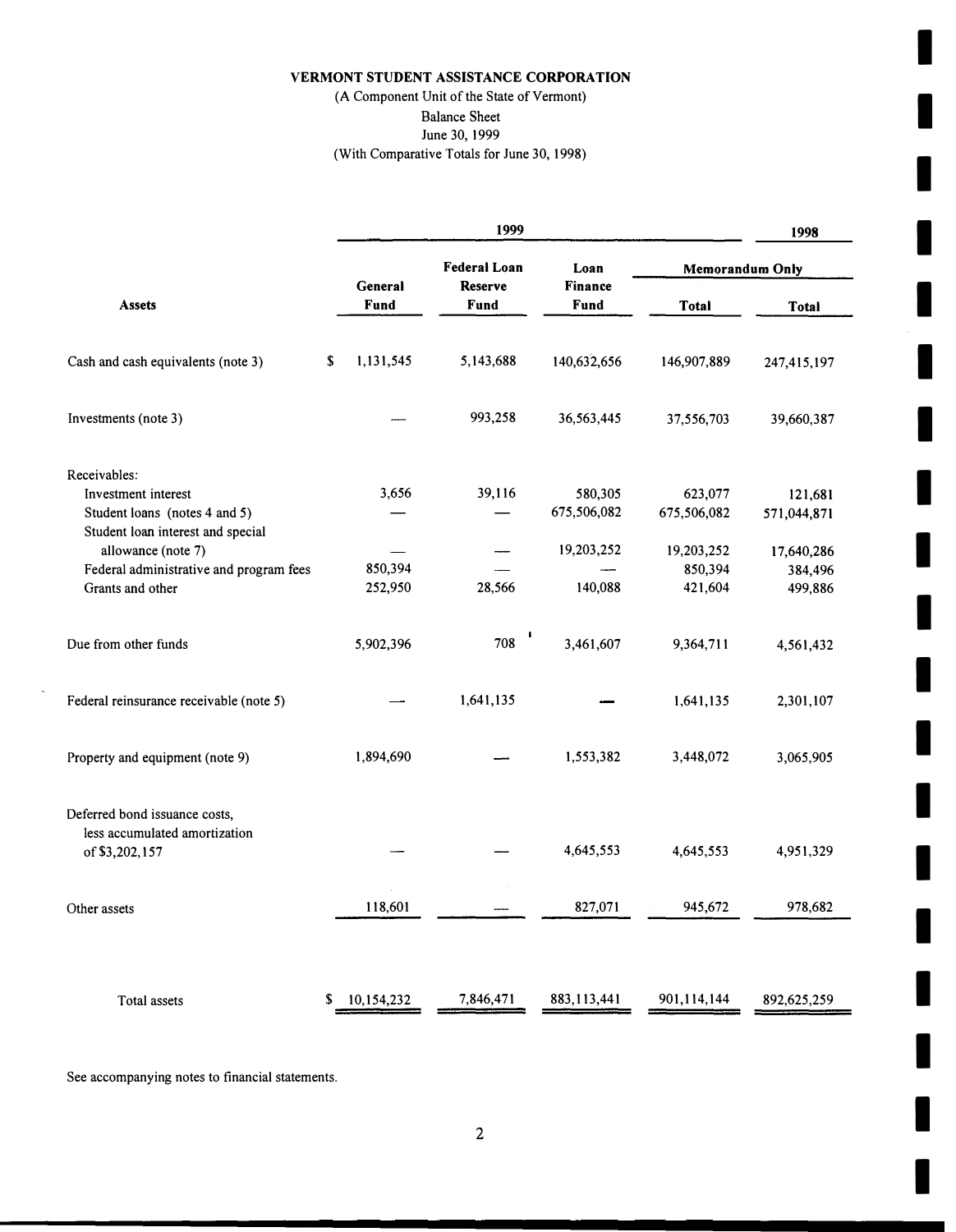**VERMONT STUDENT ASSISTANCE CORPORATION**

(A Component Unit of the State of Vermont)

Balance Sheet

June 30, 1999

(With Comparative Totals for June 30, 1998)

| | 1999 | | | | 1998 |
|---|---|---|---|---|---|
| | | | | Memorandum Only | |
| **Assets** | **General Fund** | **Federal Loan Reserve Fund** | **Loan Finance Fund** | **Total** | **Total** |
| Cash and cash equivalents (note 3) | $ 1,131,545 | 5,143,688 | 140,632,656 | 146,907,889 | 247,415,197 |
| Investments (note 3) | — | 993,258 | 36,563,445 | 37,556,703 | 39,660,387 |
| Receivables: | | | | | |
| Investment interest | 3,656 | 39,116 | 580,305 | 623,077 | 121,681 |
| Student loans (notes 4 and 5) | — | — | 675,506,082 | 675,506,082 | 571,044,871 |
| Student loan interest and special allowance (note 7) | — | — | 19,203,252 | 19,203,252 | 17,640,286 |
| Federal administrative and program fees | 850,394 | — | — | 850,394 | 384,496 |
| Grants and other | 252,950 | 28,566 | 140,088 | 421,604 | 499,886 |
| Due from other funds | 5,902,396 | 708 | 3,461,607 | 9,364,711 | 4,561,432 |
| Federal reinsurance receivable (note 5) | — | 1,641,135 | — | 1,641,135 | 2,301,107 |
| Property and equipment (note 9) | 1,894,690 | — | 1,553,382 | 3,448,072 | 3,065,905 |
| Deferred bond issuance costs, less accumulated amortization of $3,202,157 | — | — | 4,645,553 | 4,645,553 | 4,951,329 |
| Other assets | 118,601 | — | 827,071 | 945,672 | 978,682 |
| Total assets | $ 10,154,232 | 7,846,471 | 883,113,441 | 901,114,144 | 892,625,259 |

See accompanying notes to financial statements.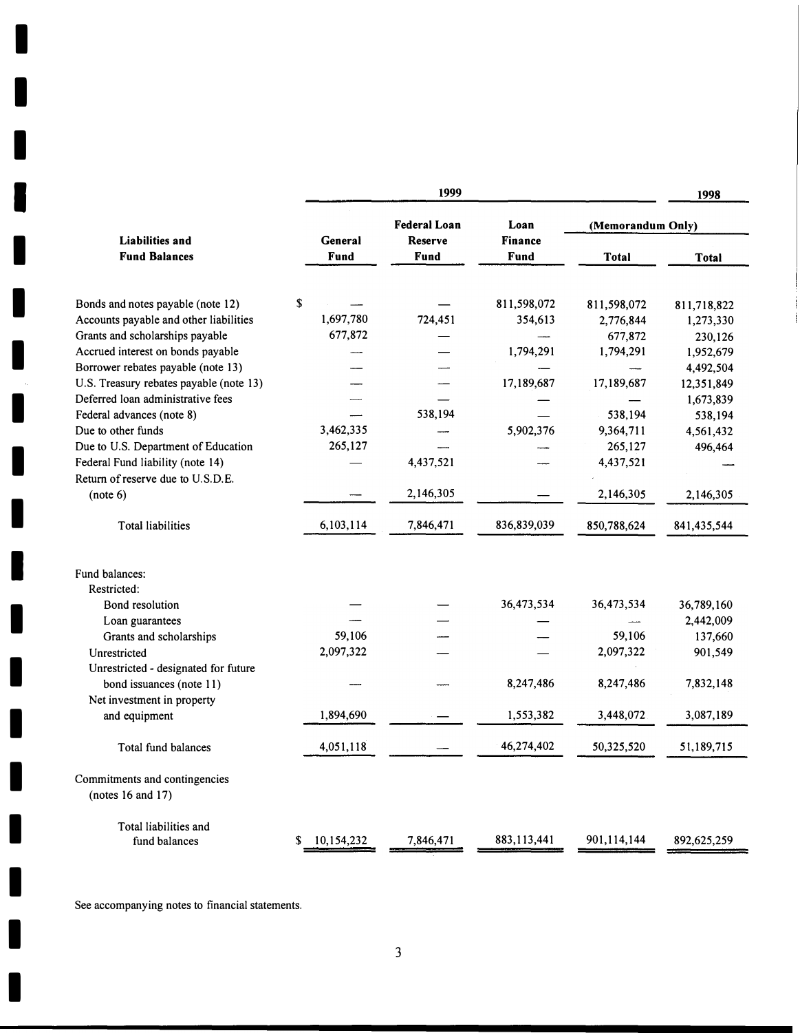| Liabilities and Fund Balances | 1999 General Fund | 1999 Federal Loan Reserve Fund | 1999 Loan Finance Fund | 1999 (Memorandum Only) Total | 1998 (Memorandum Only) Total |
|---|---|---|---|---|---|
| Bonds and notes payable (note 12) | $ — | — | 811,598,072 | 811,598,072 | 811,718,822 |
| Accounts payable and other liabilities | 1,697,780 | 724,451 | 354,613 | 2,776,844 | 1,273,330 |
| Grants and scholarships payable | 677,872 | — | — | 677,872 | 230,126 |
| Accrued interest on bonds payable | — | — | 1,794,291 | 1,794,291 | 1,952,679 |
| Borrower rebates payable (note 13) | — | — | — | — | 4,492,504 |
| U.S. Treasury rebates payable (note 13) | — | — | 17,189,687 | 17,189,687 | 12,351,849 |
| Deferred loan administrative fees | — | — | — | — | 1,673,839 |
| Federal advances (note 8) | — | 538,194 | — | 538,194 | 538,194 |
| Due to other funds | 3,462,335 | — | 5,902,376 | 9,364,711 | 4,561,432 |
| Due to U.S. Department of Education | 265,127 | — | — | 265,127 | 496,464 |
| Federal Fund liability (note 14) | — | 4,437,521 | — | 4,437,521 | — |
| Return of reserve due to U.S.D.E. (note 6) | — | 2,146,305 | — | 2,146,305 | 2,146,305 |
| Total liabilities | 6,103,114 | 7,846,471 | 836,839,039 | 850,788,624 | 841,435,544 |
| Fund balances: | | | | | |
| Restricted: | | | | | |
| Bond resolution | — | — | 36,473,534 | 36,473,534 | 36,789,160 |
| Loan guarantees | — | — | — | — | 2,442,009 |
| Grants and scholarships | 59,106 | — | — | 59,106 | 137,660 |
| Unrestricted | 2,097,322 | — | — | 2,097,322 | 901,549 |
| Unrestricted - designated for future bond issuances (note 11) | — | — | 8,247,486 | 8,247,486 | 7,832,148 |
| Net investment in property and equipment | 1,894,690 | — | 1,553,382 | 3,448,072 | 3,087,189 |
| Total fund balances | 4,051,118 | — | 46,274,402 | 50,325,520 | 51,189,715 |
| Commitments and contingencies (notes 16 and 17) | | | | | |
| Total liabilities and fund balances | $ 10,154,232 | 7,846,471 | 883,113,441 | 901,114,144 | 892,625,259 |

See accompanying notes to financial statements.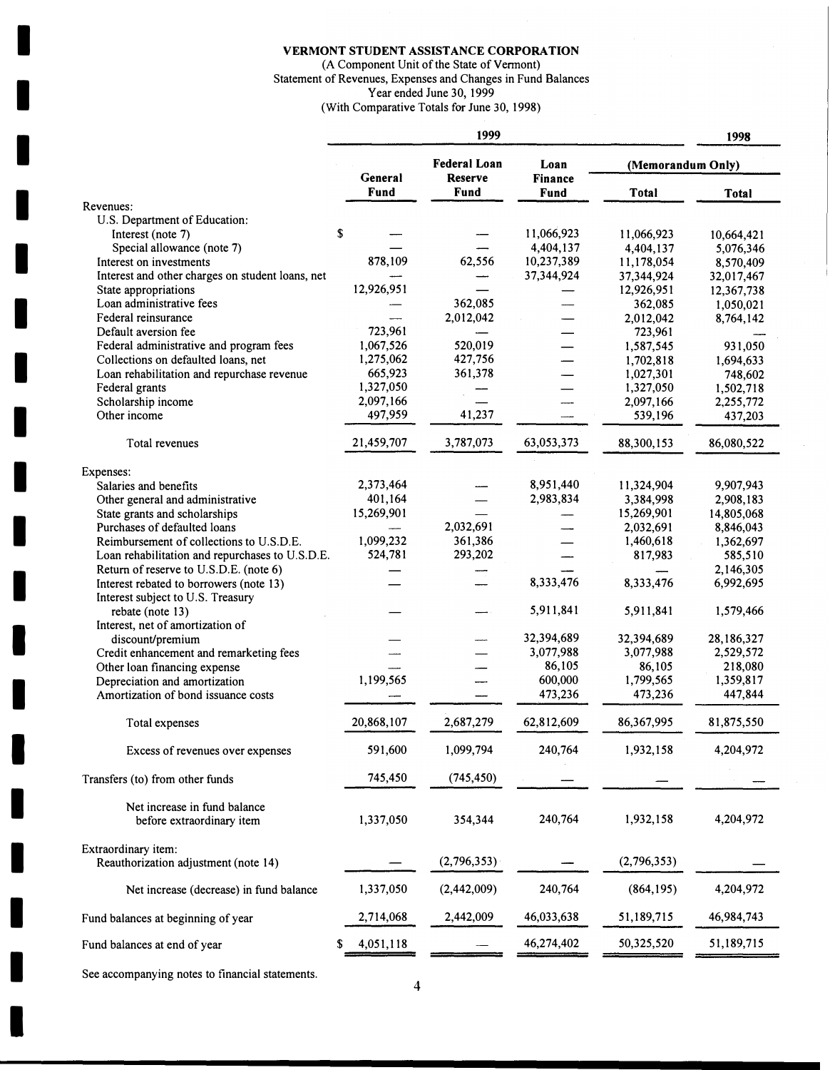**VERMONT STUDENT ASSISTANCE CORPORATION**

(A Component Unit of the State of Vermont)

Statement of Revenues, Expenses and Changes in Fund Balances

Year ended June 30, 1999

(With Comparative Totals for June 30, 1998)

| | 1999 | | | | 1998 |
|---|---|---|---|---|---|
| | | | | (Memorandum Only) | |
| | General Fund | Federal Loan Reserve Fund | Loan Finance Fund | Total | Total |
| Revenues: | | | | | |
| U.S. Department of Education: | | | | | |
| Interest (note 7) | $ — | — | 11,066,923 | 11,066,923 | 10,664,421 |
| Special allowance (note 7) | — | — | 4,404,137 | 4,404,137 | 5,076,346 |
| Interest on investments | 878,109 | 62,556 | 10,237,389 | 11,178,054 | 8,570,409 |
| Interest and other charges on student loans, net | — | — | 37,344,924 | 37,344,924 | 32,017,467 |
| State appropriations | 12,926,951 | — | — | 12,926,951 | 12,367,738 |
| Loan administrative fees | — | 362,085 | — | 362,085 | 1,050,021 |
| Federal reinsurance | — | 2,012,042 | — | 2,012,042 | 8,764,142 |
| Default aversion fee | 723,961 | — | — | 723,961 | — |
| Federal administrative and program fees | 1,067,526 | 520,019 | — | 1,587,545 | 931,050 |
| Collections on defaulted loans, net | 1,275,062 | 427,756 | — | 1,702,818 | 1,694,633 |
| Loan rehabilitation and repurchase revenue | 665,923 | 361,378 | — | 1,027,301 | 748,602 |
| Federal grants | 1,327,050 | — | — | 1,327,050 | 1,502,718 |
| Scholarship income | 2,097,166 | — | — | 2,097,166 | 2,255,772 |
| Other income | 497,959 | 41,237 | — | 539,196 | 437,203 |
| Total revenues | 21,459,707 | 3,787,073 | 63,053,373 | 88,300,153 | 86,080,522 |
| Expenses: | | | | | |
| Salaries and benefits | 2,373,464 | — | 8,951,440 | 11,324,904 | 9,907,943 |
| Other general and administrative | 401,164 | — | 2,983,834 | 3,384,998 | 2,908,183 |
| State grants and scholarships | 15,269,901 | — | — | 15,269,901 | 14,805,068 |
| Purchases of defaulted loans | — | 2,032,691 | — | 2,032,691 | 8,846,043 |
| Reimbursement of collections to U.S.D.E. | 1,099,232 | 361,386 | — | 1,460,618 | 1,362,697 |
| Loan rehabilitation and repurchases to U.S.D.E. | 524,781 | 293,202 | — | 817,983 | 585,510 |
| Return of reserve to U.S.D.E. (note 6) | — | — | — | — | 2,146,305 |
| Interest rebated to borrowers (note 13) | — | — | 8,333,476 | 8,333,476 | 6,992,695 |
| Interest subject to U.S. Treasury rebate (note 13) | — | — | 5,911,841 | 5,911,841 | 1,579,466 |
| Interest, net of amortization of discount/premium | — | — | 32,394,689 | 32,394,689 | 28,186,327 |
| Credit enhancement and remarketing fees | — | — | 3,077,988 | 3,077,988 | 2,529,572 |
| Other loan financing expense | — | — | 86,105 | 86,105 | 218,080 |
| Depreciation and amortization | 1,199,565 | — | 600,000 | 1,799,565 | 1,359,817 |
| Amortization of bond issuance costs | — | — | 473,236 | 473,236 | 447,844 |
| Total expenses | 20,868,107 | 2,687,279 | 62,812,609 | 86,367,995 | 81,875,550 |
| Excess of revenues over expenses | 591,600 | 1,099,794 | 240,764 | 1,932,158 | 4,204,972 |
| Transfers (to) from other funds | 745,450 | (745,450) | — | — | — |
| Net increase in fund balance before extraordinary item | 1,337,050 | 354,344 | 240,764 | 1,932,158 | 4,204,972 |
| Extraordinary item: | | | | | |
| Reauthorization adjustment (note 14) | — | (2,796,353) | — | (2,796,353) | — |
| Net increase (decrease) in fund balance | 1,337,050 | (2,442,009) | 240,764 | (864,195) | 4,204,972 |
| Fund balances at beginning of year | 2,714,068 | 2,442,009 | 46,033,638 | 51,189,715 | 46,984,743 |
| Fund balances at end of year | $ 4,051,118 | — | 46,274,402 | 50,325,520 | 51,189,715 |

See accompanying notes to financial statements.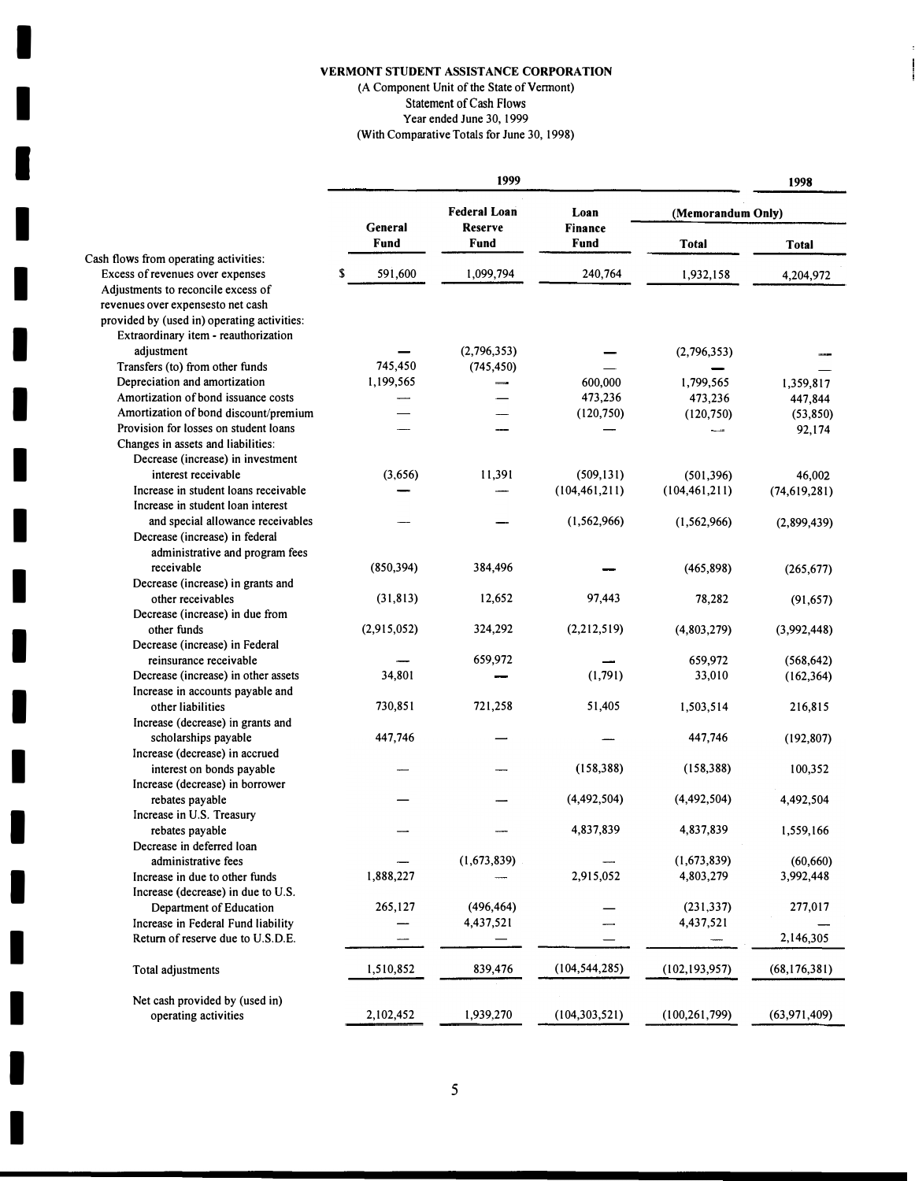**VERMONT STUDENT ASSISTANCE CORPORATION**

(A Component Unit of the State of Vermont)

Statement of Cash Flows

Year ended June 30, 1999

(With Comparative Totals for June 30, 1998)

| | 1999 | | | | 1998 |
|---|---|---|---|---|---|
| | | | | (Memorandum Only) | |
| | General Fund | Federal Loan Reserve Fund | Loan Finance Fund | Total | Total |
| Cash flows from operating activities: | | | | | |
| Excess of revenues over expenses | $ 591,600 | 1,099,794 | 240,764 | 1,932,158 | 4,204,972 |
| Adjustments to reconcile excess of revenues over expensesto net cash provided by (used in) operating activities: | | | | | |
| Extraordinary item - reauthorization adjustment | — | (2,796,353) | — | (2,796,353) | — |
| Transfers (to) from other funds | 745,450 | (745,450) | — | — | — |
| Depreciation and amortization | 1,199,565 | — | 600,000 | 1,799,565 | 1,359,817 |
| Amortization of bond issuance costs | — | — | 473,236 | 473,236 | 447,844 |
| Amortization of bond discount/premium | — | — | (120,750) | (120,750) | (53,850) |
| Provision for losses on student loans | — | — | — | — | 92,174 |
| Changes in assets and liabilities: | | | | | |
| Decrease (increase) in investment interest receivable | (3,656) | 11,391 | (509,131) | (501,396) | 46,002 |
| Increase in student loans receivable | — | — | (104,461,211) | (104,461,211) | (74,619,281) |
| Increase in student loan interest and special allowance receivables | — | — | (1,562,966) | (1,562,966) | (2,899,439) |
| Decrease (increase) in federal administrative and program fees receivable | (850,394) | 384,496 | — | (465,898) | (265,677) |
| Decrease (increase) in grants and other receivables | (31,813) | 12,652 | 97,443 | 78,282 | (91,657) |
| Decrease (increase) in due from other funds | (2,915,052) | 324,292 | (2,212,519) | (4,803,279) | (3,992,448) |
| Decrease (increase) in Federal reinsurance receivable | — | 659,972 | — | 659,972 | (568,642) |
| Decrease (increase) in other assets | 34,801 | — | (1,791) | 33,010 | (162,364) |
| Increase in accounts payable and other liabilities | 730,851 | 721,258 | 51,405 | 1,503,514 | 216,815 |
| Increase (decrease) in grants and scholarships payable | 447,746 | — | — | 447,746 | (192,807) |
| Increase (decrease) in accrued interest on bonds payable | — | — | (158,388) | (158,388) | 100,352 |
| Increase (decrease) in borrower rebates payable | — | — | (4,492,504) | (4,492,504) | 4,492,504 |
| Increase in U.S. Treasury rebates payable | — | — | 4,837,839 | 4,837,839 | 1,559,166 |
| Decrease in deferred loan administrative fees | — | (1,673,839) | — | (1,673,839) | (60,660) |
| Increase in due to other funds | 1,888,227 | — | 2,915,052 | 4,803,279 | 3,992,448 |
| Increase (decrease) in due to U.S. Department of Education | 265,127 | (496,464) | — | (231,337) | 277,017 |
| Increase in Federal Fund liability | — | 4,437,521 | — | 4,437,521 | — |
| Return of reserve due to U.S.D.E. | — | — | — | — | 2,146,305 |
| Total adjustments | 1,510,852 | 839,476 | (104,544,285) | (102,193,957) | (68,176,381) |
| Net cash provided by (used in) operating activities | 2,102,452 | 1,939,270 | (104,303,521) | (100,261,799) | (63,971,409) |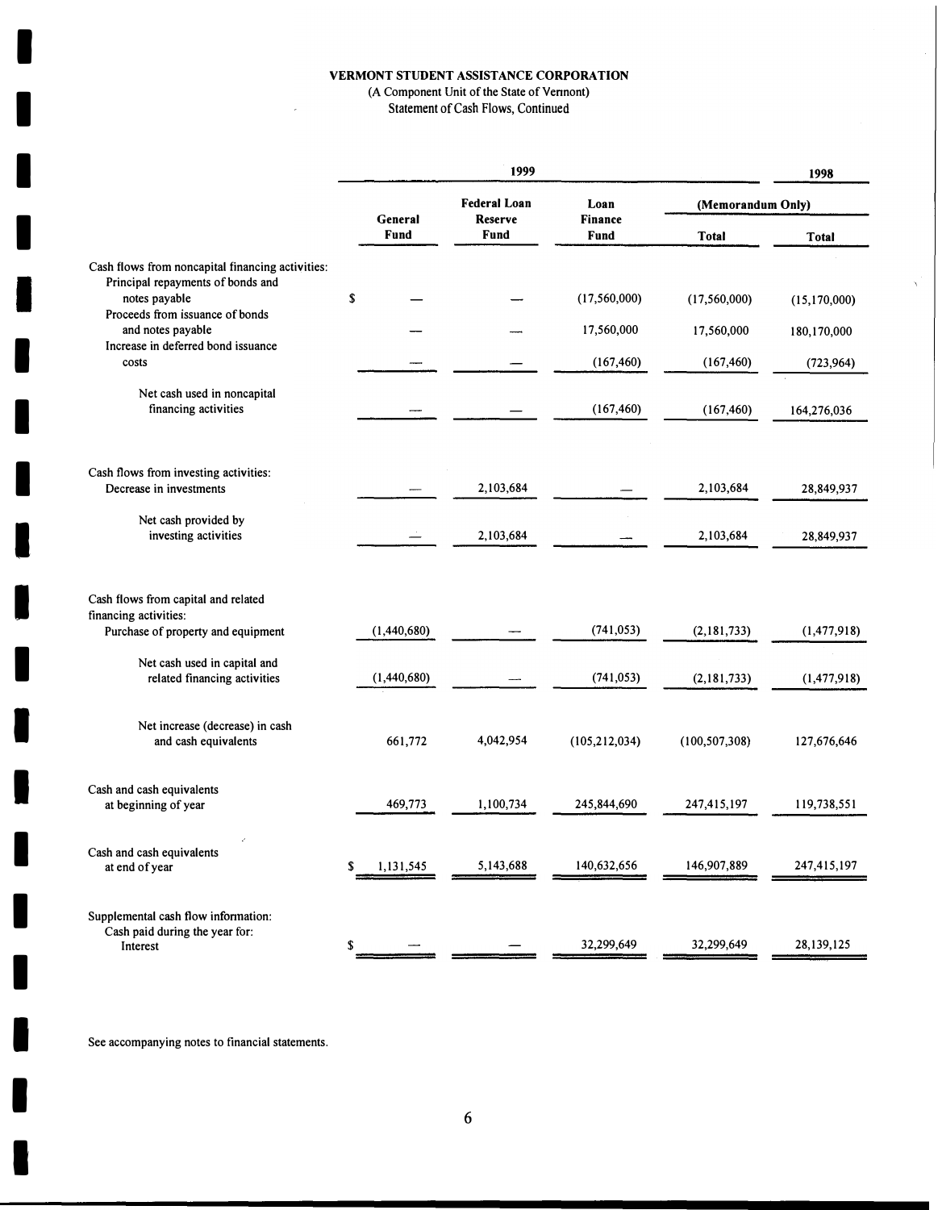**VERMONT STUDENT ASSISTANCE CORPORATION**

(A Component Unit of the State of Vermont)

Statement of Cash Flows, Continued

| | 1999 | | | | 1998 |
|---|---|---|---|---|---|
| | General Fund | Federal Loan Reserve Fund | Loan Finance Fund | (Memorandum Only) Total | Total |
| Cash flows from noncapital financing activities: | | | | | |
| Principal repayments of bonds and notes payable | $ — | — | (17,560,000) | (17,560,000) | (15,170,000) |
| Proceeds from issuance of bonds and notes payable | — | — | 17,560,000 | 17,560,000 | 180,170,000 |
| Increase in deferred bond issuance costs | — | — | (167,460) | (167,460) | (723,964) |
| Net cash used in noncapital financing activities | — | — | (167,460) | (167,460) | 164,276,036 |
| Cash flows from investing activities: | | | | | |
| Decrease in investments | — | 2,103,684 | — | 2,103,684 | 28,849,937 |
| Net cash provided by investing activities | — | 2,103,684 | — | 2,103,684 | 28,849,937 |
| Cash flows from capital and related financing activities: | | | | | |
| Purchase of property and equipment | (1,440,680) | — | (741,053) | (2,181,733) | (1,477,918) |
| Net cash used in capital and related financing activities | (1,440,680) | — | (741,053) | (2,181,733) | (1,477,918) |
| Net increase (decrease) in cash and cash equivalents | 661,772 | 4,042,954 | (105,212,034) | (100,507,308) | 127,676,646 |
| Cash and cash equivalents at beginning of year | 469,773 | 1,100,734 | 245,844,690 | 247,415,197 | 119,738,551 |
| Cash and cash equivalents at end of year | $ 1,131,545 | 5,143,688 | 140,632,656 | 146,907,889 | 247,415,197 |
| Supplemental cash flow information: | | | | | |
| Cash paid during the year for: | | | | | |
| Interest | $ — | — | 32,299,649 | 32,299,649 | 28,139,125 |

See accompanying notes to financial statements.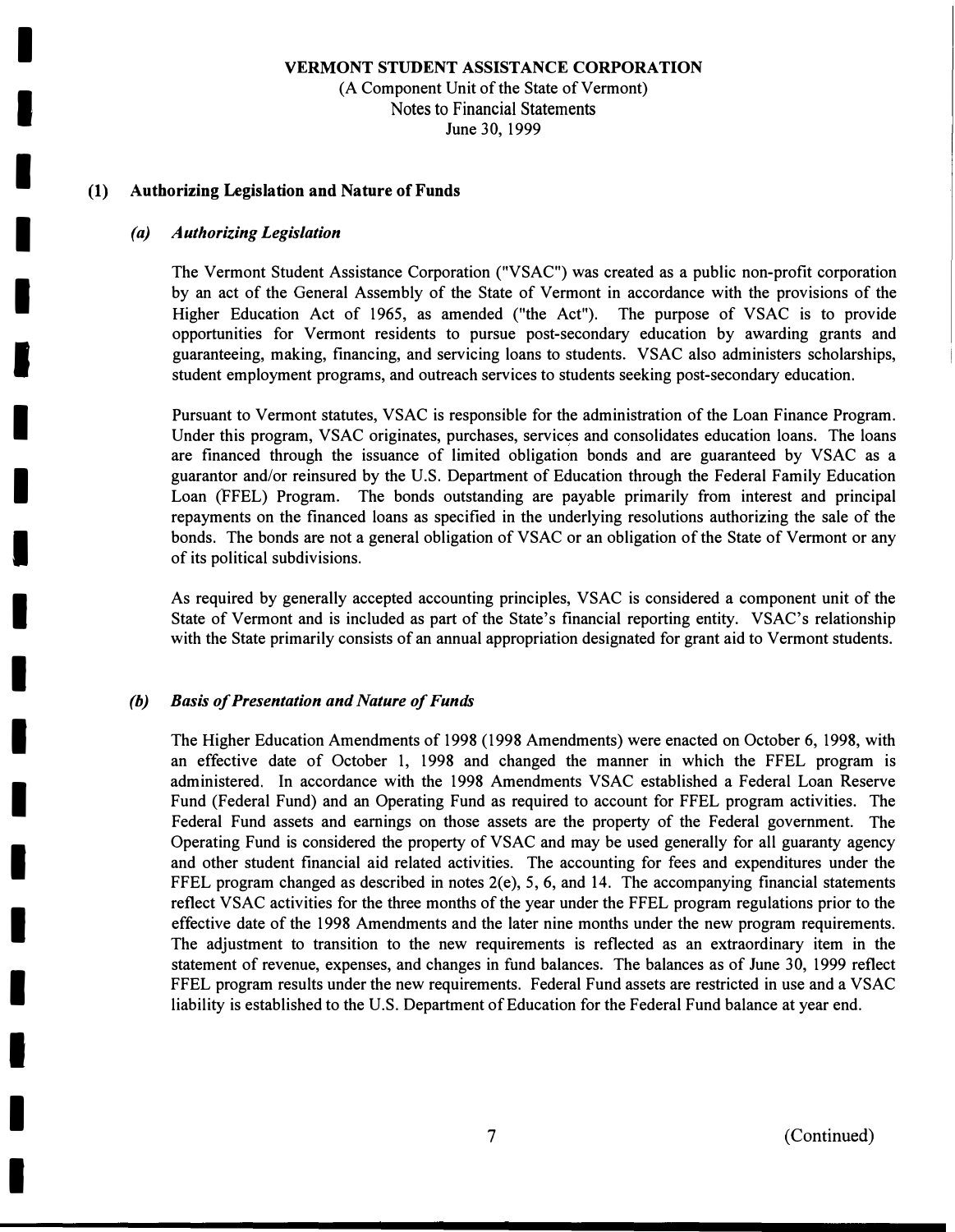**VERMONT STUDENT ASSISTANCE CORPORATION**

(A Component Unit of the State of Vermont)

Notes to Financial Statements

June 30, 1999

## (1) Authorizing Legislation and Nature of Funds

### *(a) Authorizing Legislation*

The Vermont Student Assistance Corporation ("VSAC") was created as a public non-profit corporation by an act of the General Assembly of the State of Vermont in accordance with the provisions of the Higher Education Act of 1965, as amended ("the Act"). The purpose of VSAC is to provide opportunities for Vermont residents to pursue post-secondary education by awarding grants and guaranteeing, making, financing, and servicing loans to students. VSAC also administers scholarships, student employment programs, and outreach services to students seeking post-secondary education.

Pursuant to Vermont statutes, VSAC is responsible for the administration of the Loan Finance Program. Under this program, VSAC originates, purchases, services and consolidates education loans. The loans are financed through the issuance of limited obligation bonds and are guaranteed by VSAC as a guarantor and/or reinsured by the U.S. Department of Education through the Federal Family Education Loan (FFEL) Program. The bonds outstanding are payable primarily from interest and principal repayments on the financed loans as specified in the underlying resolutions authorizing the sale of the bonds. The bonds are not a general obligation of VSAC or an obligation of the State of Vermont or any of its political subdivisions.

As required by generally accepted accounting principles, VSAC is considered a component unit of the State of Vermont and is included as part of the State's financial reporting entity. VSAC's relationship with the State primarily consists of an annual appropriation designated for grant aid to Vermont students.

### *(b) Basis of Presentation and Nature of Funds*

The Higher Education Amendments of 1998 (1998 Amendments) were enacted on October 6, 1998, with an effective date of October 1, 1998 and changed the manner in which the FFEL program is administered. In accordance with the 1998 Amendments VSAC established a Federal Loan Reserve Fund (Federal Fund) and an Operating Fund as required to account for FFEL program activities. The Federal Fund assets and earnings on those assets are the property of the Federal government. The Operating Fund is considered the property of VSAC and may be used generally for all guaranty agency and other student financial aid related activities. The accounting for fees and expenditures under the FFEL program changed as described in notes 2(e), 5, 6, and 14. The accompanying financial statements reflect VSAC activities for the three months of the year under the FFEL program regulations prior to the effective date of the 1998 Amendments and the later nine months under the new program requirements. The adjustment to transition to the new requirements is reflected as an extraordinary item in the statement of revenue, expenses, and changes in fund balances. The balances as of June 30, 1999 reflect FFEL program results under the new requirements. Federal Fund assets are restricted in use and a VSAC liability is established to the U.S. Department of Education for the Federal Fund balance at year end.

(Continued)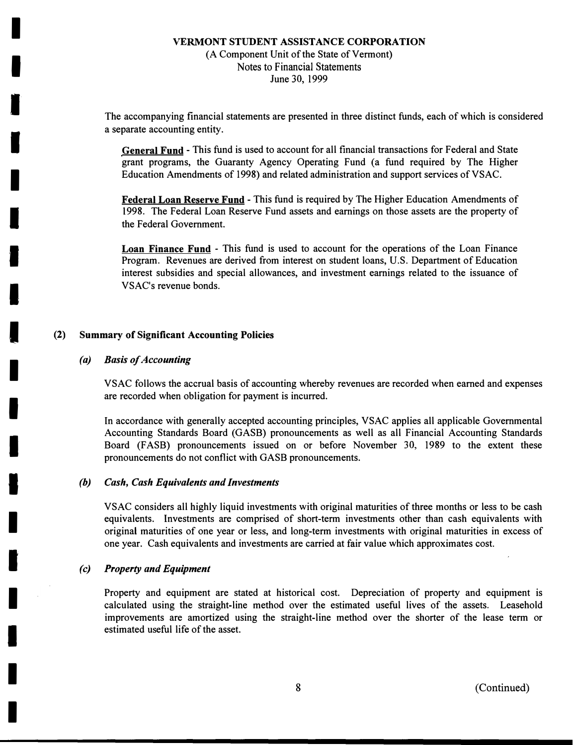The accompanying financial statements are presented in three distinct funds, each of which is considered a separate accounting entity.

**General Fund** - This fund is used to account for all financial transactions for Federal and State grant programs, the Guaranty Agency Operating Fund (a fund required by The Higher Education Amendments of 1998) and related administration and support services of VSAC.

**Federal Loan Reserve Fund** - This fund is required by The Higher Education Amendments of 1998. The Federal Loan Reserve Fund assets and earnings on those assets are the property of the Federal Government.

**Loan Finance Fund** - This fund is used to account for the operations of the Loan Finance Program. Revenues are derived from interest on student loans, U.S. Department of Education interest subsidies and special allowances, and investment earnings related to the issuance of VSAC's revenue bonds.

## (2) Summary of Significant Accounting Policies

### *(a) Basis of Accounting*

VSAC follows the accrual basis of accounting whereby revenues are recorded when earned and expenses are recorded when obligation for payment is incurred.

In accordance with generally accepted accounting principles, VSAC applies all applicable Governmental Accounting Standards Board (GASB) pronouncements as well as all Financial Accounting Standards Board (FASB) pronouncements issued on or before November 30, 1989 to the extent these pronouncements do not conflict with GASB pronouncements.

### *(b) Cash, Cash Equivalents and Investments*

VSAC considers all highly liquid investments with original maturities of three months or less to be cash equivalents. Investments are comprised of short-term investments other than cash equivalents with original maturities of one year or less, and long-term investments with original maturities in excess of one year. Cash equivalents and investments are carried at fair value which approximates cost.

### *(c) Property and Equipment*

Property and equipment are stated at historical cost. Depreciation of property and equipment is calculated using the straight-line method over the estimated useful lives of the assets. Leasehold improvements are amortized using the straight-line method over the shorter of the lease term or estimated useful life of the asset.

(Continued)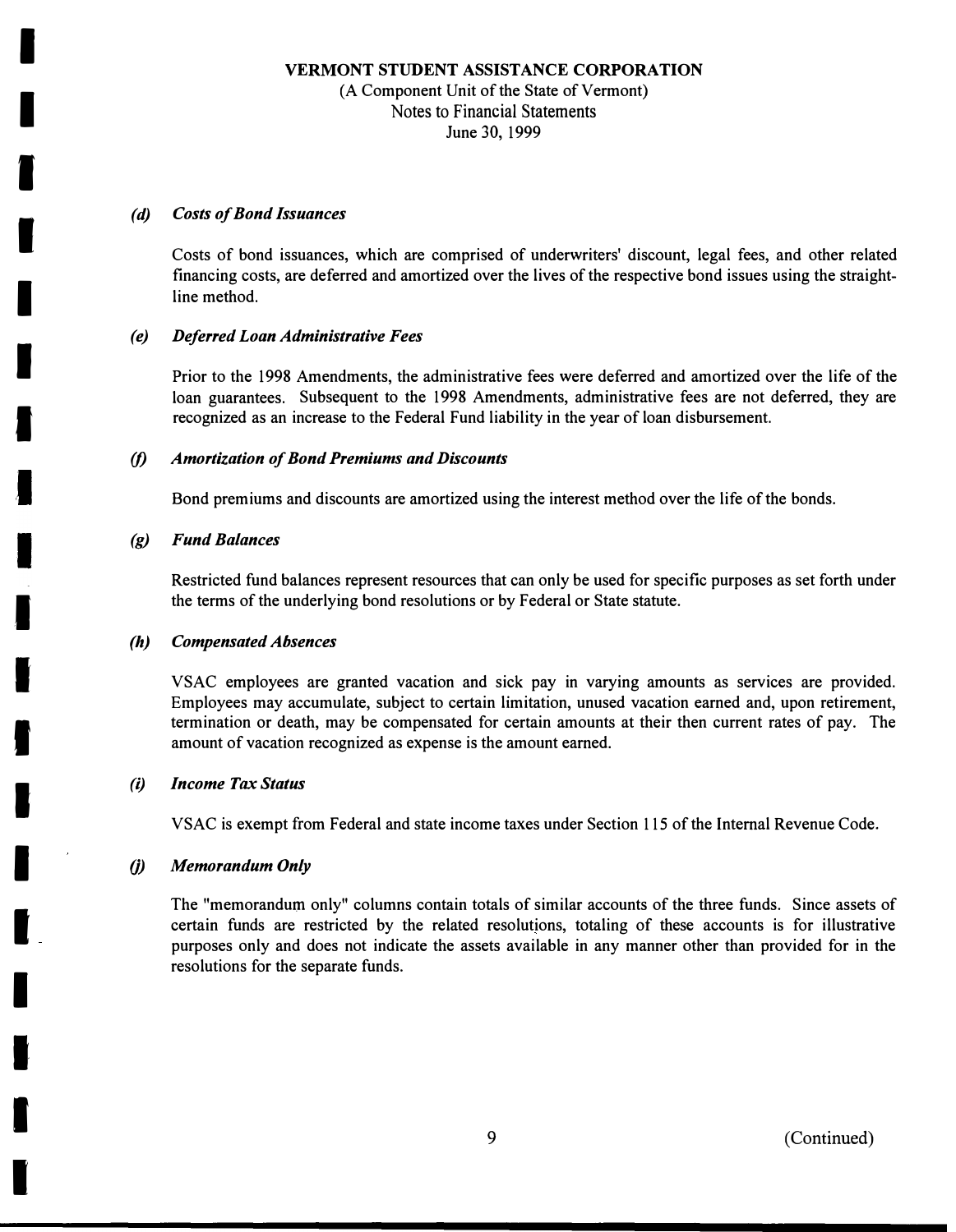**VERMONT STUDENT ASSISTANCE CORPORATION**
(A Component Unit of the State of Vermont)
Notes to Financial Statements
June 30, 1999

***(d) Costs of Bond Issuances***

Costs of bond issuances, which are comprised of underwriters' discount, legal fees, and other related financing costs, are deferred and amortized over the lives of the respective bond issues using the straight-line method.

***(e) Deferred Loan Administrative Fees***

Prior to the 1998 Amendments, the administrative fees were deferred and amortized over the life of the loan guarantees. Subsequent to the 1998 Amendments, administrative fees are not deferred, they are recognized as an increase to the Federal Fund liability in the year of loan disbursement.

***(f) Amortization of Bond Premiums and Discounts***

Bond premiums and discounts are amortized using the interest method over the life of the bonds.

***(g) Fund Balances***

Restricted fund balances represent resources that can only be used for specific purposes as set forth under the terms of the underlying bond resolutions or by Federal or State statute.

***(h) Compensated Absences***

VSAC employees are granted vacation and sick pay in varying amounts as services are provided. Employees may accumulate, subject to certain limitation, unused vacation earned and, upon retirement, termination or death, may be compensated for certain amounts at their then current rates of pay. The amount of vacation recognized as expense is the amount earned.

***(i) Income Tax Status***

VSAC is exempt from Federal and state income taxes under Section 115 of the Internal Revenue Code.

***(j) Memorandum Only***

The "memorandum only" columns contain totals of similar accounts of the three funds. Since assets of certain funds are restricted by the related resolutions, totaling of these accounts is for illustrative purposes only and does not indicate the assets available in any manner other than provided for in the resolutions for the separate funds.

(Continued)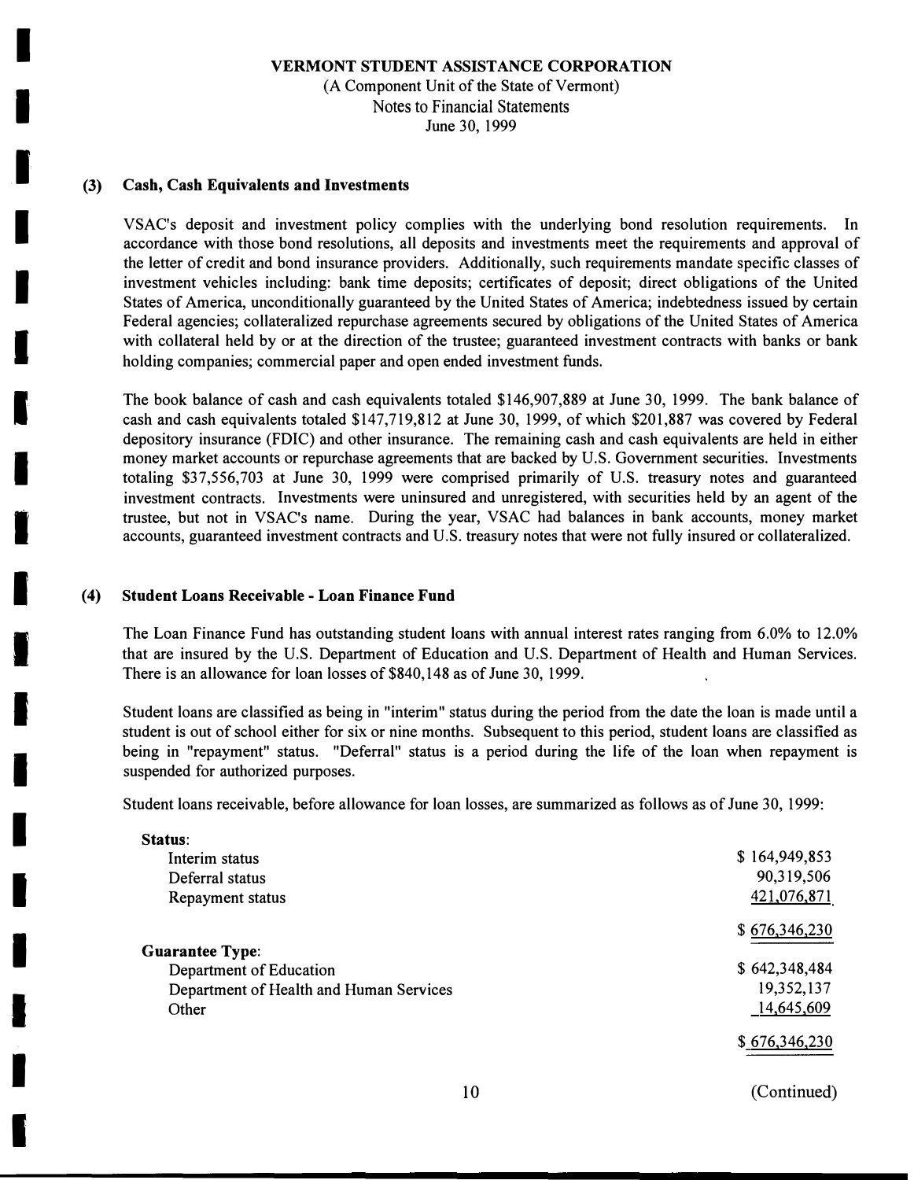**VERMONT STUDENT ASSISTANCE CORPORATION**

(A Component Unit of the State of Vermont)
Notes to Financial Statements
June 30, 1999

## (3) Cash, Cash Equivalents and Investments

VSAC's deposit and investment policy complies with the underlying bond resolution requirements. In accordance with those bond resolutions, all deposits and investments meet the requirements and approval of the letter of credit and bond insurance providers. Additionally, such requirements mandate specific classes of investment vehicles including: bank time deposits; certificates of deposit; direct obligations of the United States of America, unconditionally guaranteed by the United States of America; indebtedness issued by certain Federal agencies; collateralized repurchase agreements secured by obligations of the United States of America with collateral held by or at the direction of the trustee; guaranteed investment contracts with banks or bank holding companies; commercial paper and open ended investment funds.

The book balance of cash and cash equivalents totaled $146,907,889 at June 30, 1999. The bank balance of cash and cash equivalents totaled $147,719,812 at June 30, 1999, of which $201,887 was covered by Federal depository insurance (FDIC) and other insurance. The remaining cash and cash equivalents are held in either money market accounts or repurchase agreements that are backed by U.S. Government securities. Investments totaling $37,556,703 at June 30, 1999 were comprised primarily of U.S. treasury notes and guaranteed investment contracts. Investments were uninsured and unregistered, with securities held by an agent of the trustee, but not in VSAC's name. During the year, VSAC had balances in bank accounts, money market accounts, guaranteed investment contracts and U.S. treasury notes that were not fully insured or collateralized.

## (4) Student Loans Receivable - Loan Finance Fund

The Loan Finance Fund has outstanding student loans with annual interest rates ranging from 6.0% to 12.0% that are insured by the U.S. Department of Education and U.S. Department of Health and Human Services. There is an allowance for loan losses of $840,148 as of June 30, 1999.

Student loans are classified as being in "interim" status during the period from the date the loan is made until a student is out of school either for six or nine months. Subsequent to this period, student loans are classified as being in "repayment" status. "Deferral" status is a period during the life of the loan when repayment is suspended for authorized purposes.

Student loans receivable, before allowance for loan losses, are summarized as follows as of June 30, 1999:

| | |
|---|---|
| **Status**: | |
| Interim status | $ 164,949,853 |
| Deferral status | 90,319,506 |
| Repayment status | 421,076,871 |
| | $ 676,346,230 |
| **Guarantee Type**: | |
| Department of Education | $ 642,348,484 |
| Department of Health and Human Services | 19,352,137 |
| Other | 14,645,609 |
| | $ 676,346,230 |

(Continued)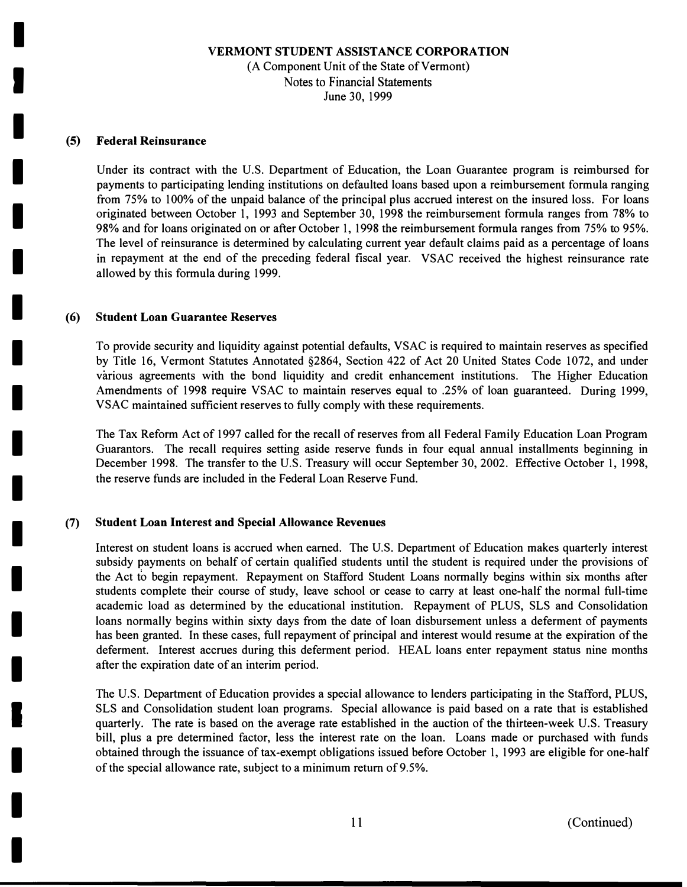# VERMONT STUDENT ASSISTANCE CORPORATION

(A Component Unit of the State of Vermont)
Notes to Financial Statements
June 30, 1999

## (5) Federal Reinsurance

Under its contract with the U.S. Department of Education, the Loan Guarantee program is reimbursed for payments to participating lending institutions on defaulted loans based upon a reimbursement formula ranging from 75% to 100% of the unpaid balance of the principal plus accrued interest on the insured loss. For loans originated between October 1, 1993 and September 30, 1998 the reimbursement formula ranges from 78% to 98% and for loans originated on or after October 1, 1998 the reimbursement formula ranges from 75% to 95%. The level of reinsurance is determined by calculating current year default claims paid as a percentage of loans in repayment at the end of the preceding federal fiscal year. VSAC received the highest reinsurance rate allowed by this formula during 1999.

## (6) Student Loan Guarantee Reserves

To provide security and liquidity against potential defaults, VSAC is required to maintain reserves as specified by Title 16, Vermont Statutes Annotated §2864, Section 422 of Act 20 United States Code 1072, and under various agreements with the bond liquidity and credit enhancement institutions. The Higher Education Amendments of 1998 require VSAC to maintain reserves equal to .25% of loan guaranteed. During 1999, VSAC maintained sufficient reserves to fully comply with these requirements.

The Tax Reform Act of 1997 called for the recall of reserves from all Federal Family Education Loan Program Guarantors. The recall requires setting aside reserve funds in four equal annual installments beginning in December 1998. The transfer to the U.S. Treasury will occur September 30, 2002. Effective October 1, 1998, the reserve funds are included in the Federal Loan Reserve Fund.

## (7) Student Loan Interest and Special Allowance Revenues

Interest on student loans is accrued when earned. The U.S. Department of Education makes quarterly interest subsidy payments on behalf of certain qualified students until the student is required under the provisions of the Act to begin repayment. Repayment on Stafford Student Loans normally begins within six months after students complete their course of study, leave school or cease to carry at least one-half the normal full-time academic load as determined by the educational institution. Repayment of PLUS, SLS and Consolidation loans normally begins within sixty days from the date of loan disbursement unless a deferment of payments has been granted. In these cases, full repayment of principal and interest would resume at the expiration of the deferment. Interest accrues during this deferment period. HEAL loans enter repayment status nine months after the expiration date of an interim period.

The U.S. Department of Education provides a special allowance to lenders participating in the Stafford, PLUS, SLS and Consolidation student loan programs. Special allowance is paid based on a rate that is established quarterly. The rate is based on the average rate established in the auction of the thirteen-week U.S. Treasury bill, plus a pre determined factor, less the interest rate on the loan. Loans made or purchased with funds obtained through the issuance of tax-exempt obligations issued before October 1, 1993 are eligible for one-half of the special allowance rate, subject to a minimum return of 9.5%.

(Continued)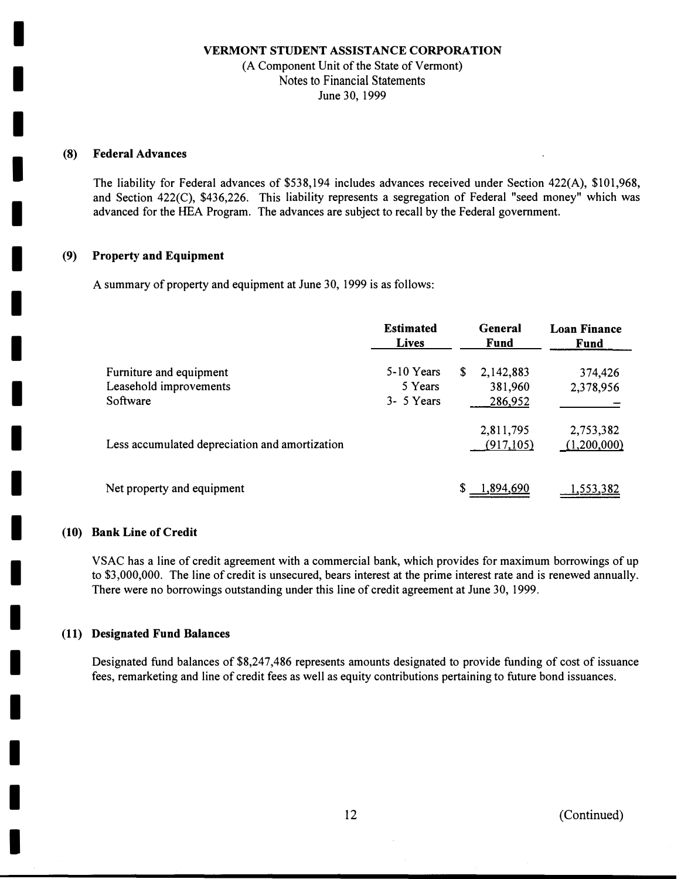**VERMONT STUDENT ASSISTANCE CORPORATION**
(A Component Unit of the State of Vermont)
Notes to Financial Statements
June 30, 1999

## (8) Federal Advances

The liability for Federal advances of $538,194 includes advances received under Section 422(A), $101,968, and Section 422(C), $436,226. This liability represents a segregation of Federal "seed money" which was advanced for the HEA Program. The advances are subject to recall by the Federal government.

## (9) Property and Equipment

A summary of property and equipment at June 30, 1999 is as follows:

| | Estimated Lives | General Fund | Loan Finance Fund |
|---|---|---|---|
| Furniture and equipment | 5-10 Years | $ 2,142,883 | 374,426 |
| Leasehold improvements | 5 Years | 381,960 | 2,378,956 |
| Software | 3- 5 Years | 286,952 | – |
| | | 2,811,795 | 2,753,382 |
| Less accumulated depreciation and amortization | | (917,105) | (1,200,000) |
| Net property and equipment | | $ 1,894,690 | 1,553,382 |

## (10) Bank Line of Credit

VSAC has a line of credit agreement with a commercial bank, which provides for maximum borrowings of up to $3,000,000. The line of credit is unsecured, bears interest at the prime interest rate and is renewed annually. There were no borrowings outstanding under this line of credit agreement at June 30, 1999.

## (11) Designated Fund Balances

Designated fund balances of $8,247,486 represents amounts designated to provide funding of cost of issuance fees, remarketing and line of credit fees as well as equity contributions pertaining to future bond issuances.

(Continued)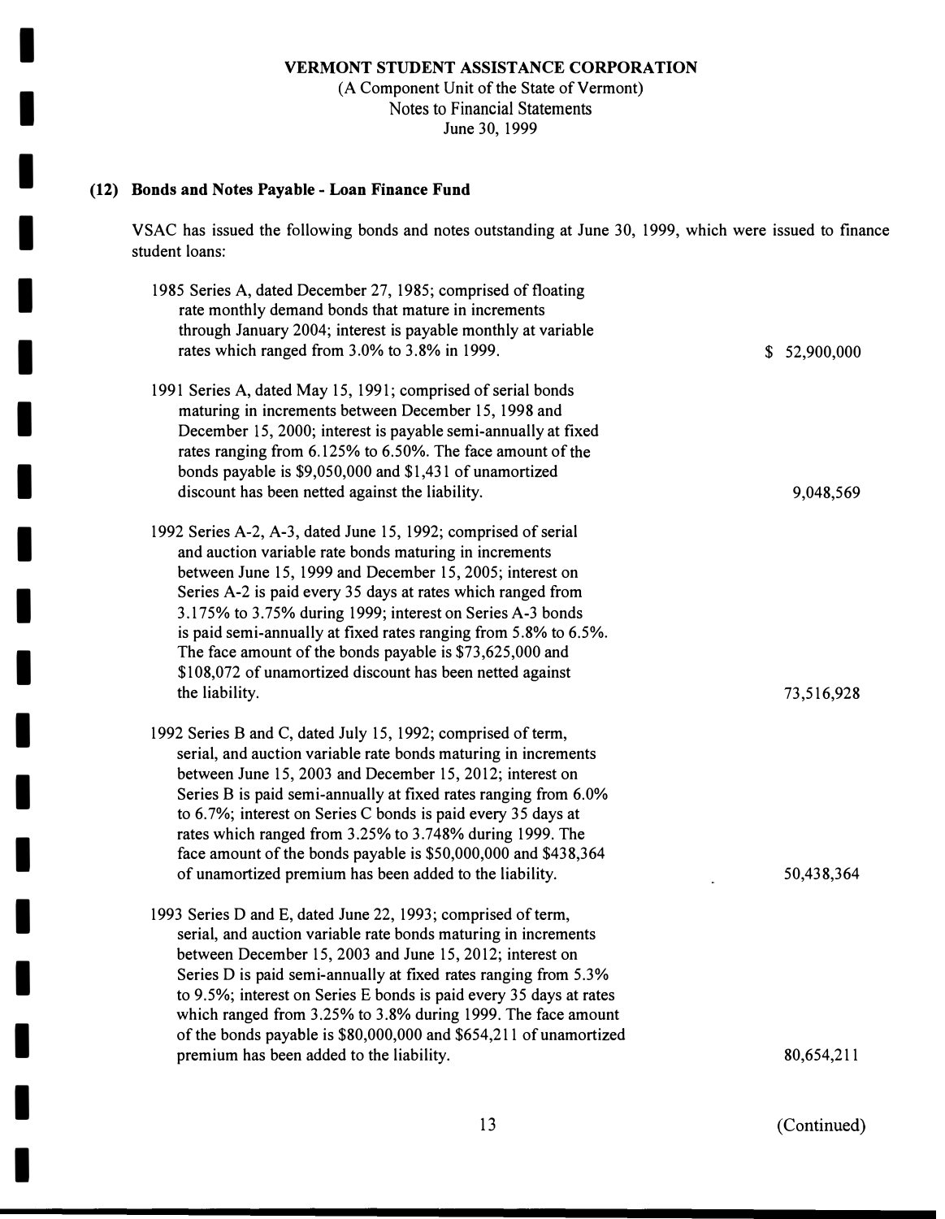VERMONT STUDENT ASSISTANCE CORPORATION
(A Component Unit of the State of Vermont)
Notes to Financial Statements
June 30, 1999

## (12) Bonds and Notes Payable - Loan Finance Fund

VSAC has issued the following bonds and notes outstanding at June 30, 1999, which were issued to finance student loans:

| | |
|---|---|
| 1985 Series A, dated December 27, 1985; comprised of floating rate monthly demand bonds that mature in increments through January 2004; interest is payable monthly at variable rates which ranged from 3.0% to 3.8% in 1999. | $ 52,900,000 |
| 1991 Series A, dated May 15, 1991; comprised of serial bonds maturing in increments between December 15, 1998 and December 15, 2000; interest is payable semi-annually at fixed rates ranging from 6.125% to 6.50%. The face amount of the bonds payable is $9,050,000 and $1,431 of unamortized discount has been netted against the liability. | 9,048,569 |
| 1992 Series A-2, A-3, dated June 15, 1992; comprised of serial and auction variable rate bonds maturing in increments between June 15, 1999 and December 15, 2005; interest on Series A-2 is paid every 35 days at rates which ranged from 3.175% to 3.75% during 1999; interest on Series A-3 bonds is paid semi-annually at fixed rates ranging from 5.8% to 6.5%. The face amount of the bonds payable is $73,625,000 and $108,072 of unamortized discount has been netted against the liability. | 73,516,928 |
| 1992 Series B and C, dated July 15, 1992; comprised of term, serial, and auction variable rate bonds maturing in increments between June 15, 2003 and December 15, 2012; interest on Series B is paid semi-annually at fixed rates ranging from 6.0% to 6.7%; interest on Series C bonds is paid every 35 days at rates which ranged from 3.25% to 3.748% during 1999. The face amount of the bonds payable is $50,000,000 and $438,364 of unamortized premium has been added to the liability. | 50,438,364 |
| 1993 Series D and E, dated June 22, 1993; comprised of term, serial, and auction variable rate bonds maturing in increments between December 15, 2003 and June 15, 2012; interest on Series D is paid semi-annually at fixed rates ranging from 5.3% to 9.5%; interest on Series E bonds is paid every 35 days at rates which ranged from 3.25% to 3.8% during 1999. The face amount of the bonds payable is $80,000,000 and $654,211 of unamortized premium has been added to the liability. | 80,654,211 |

(Continued)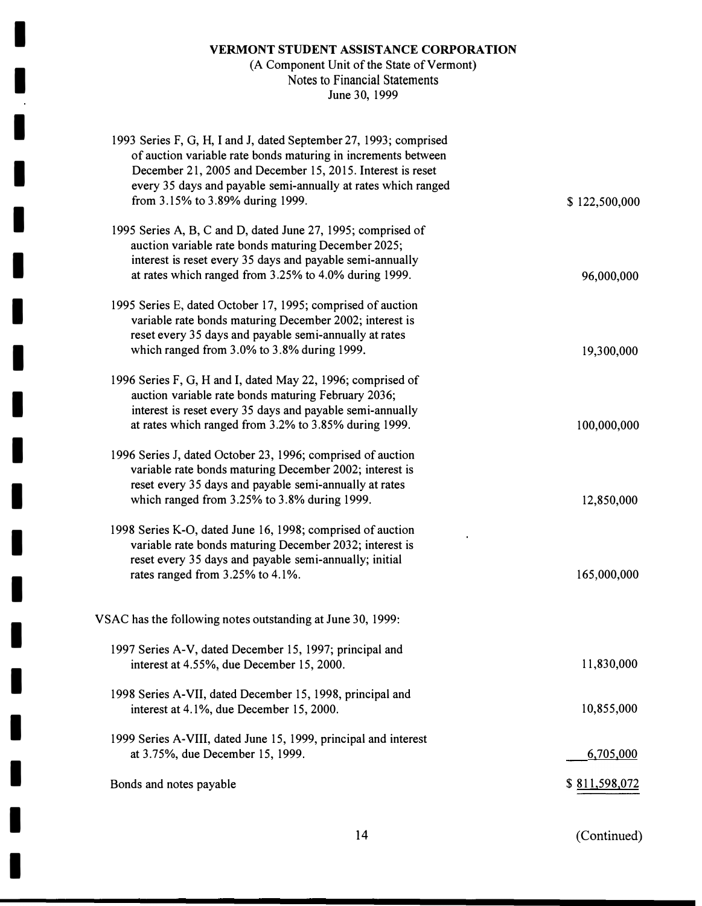**VERMONT STUDENT ASSISTANCE CORPORATION**
(A Component Unit of the State of Vermont)
Notes to Financial Statements
June 30, 1999

| | |
|---|---|
| 1993 Series F, G, H, I and J, dated September 27, 1993; comprised of auction variable rate bonds maturing in increments between December 21, 2005 and December 15, 2015. Interest is reset every 35 days and payable semi-annually at rates which ranged from 3.15% to 3.89% during 1999. | $ 122,500,000 |
| 1995 Series A, B, C and D, dated June 27, 1995; comprised of auction variable rate bonds maturing December 2025; interest is reset every 35 days and payable semi-annually at rates which ranged from 3.25% to 4.0% during 1999. | 96,000,000 |
| 1995 Series E, dated October 17, 1995; comprised of auction variable rate bonds maturing December 2002; interest is reset every 35 days and payable semi-annually at rates which ranged from 3.0% to 3.8% during 1999. | 19,300,000 |
| 1996 Series F, G, H and I, dated May 22, 1996; comprised of auction variable rate bonds maturing February 2036; interest is reset every 35 days and payable semi-annually at rates which ranged from 3.2% to 3.85% during 1999. | 100,000,000 |
| 1996 Series J, dated October 23, 1996; comprised of auction variable rate bonds maturing December 2002; interest is reset every 35 days and payable semi-annually at rates which ranged from 3.25% to 3.8% during 1999. | 12,850,000 |
| 1998 Series K-O, dated June 16, 1998; comprised of auction variable rate bonds maturing December 2032; interest is reset every 35 days and payable semi-annually; initial rates ranged from 3.25% to 4.1%. | 165,000,000 |

VSAC has the following notes outstanding at June 30, 1999:

| | |
|---|---|
| 1997 Series A-V, dated December 15, 1997; principal and interest at 4.55%, due December 15, 2000. | 11,830,000 |
| 1998 Series A-VII, dated December 15, 1998, principal and interest at 4.1%, due December 15, 2000. | 10,855,000 |
| 1999 Series A-VIII, dated June 15, 1999, principal and interest at 3.75%, due December 15, 1999. | 6,705,000 |
| Bonds and notes payable | $ 811,598,072 |

(Continued)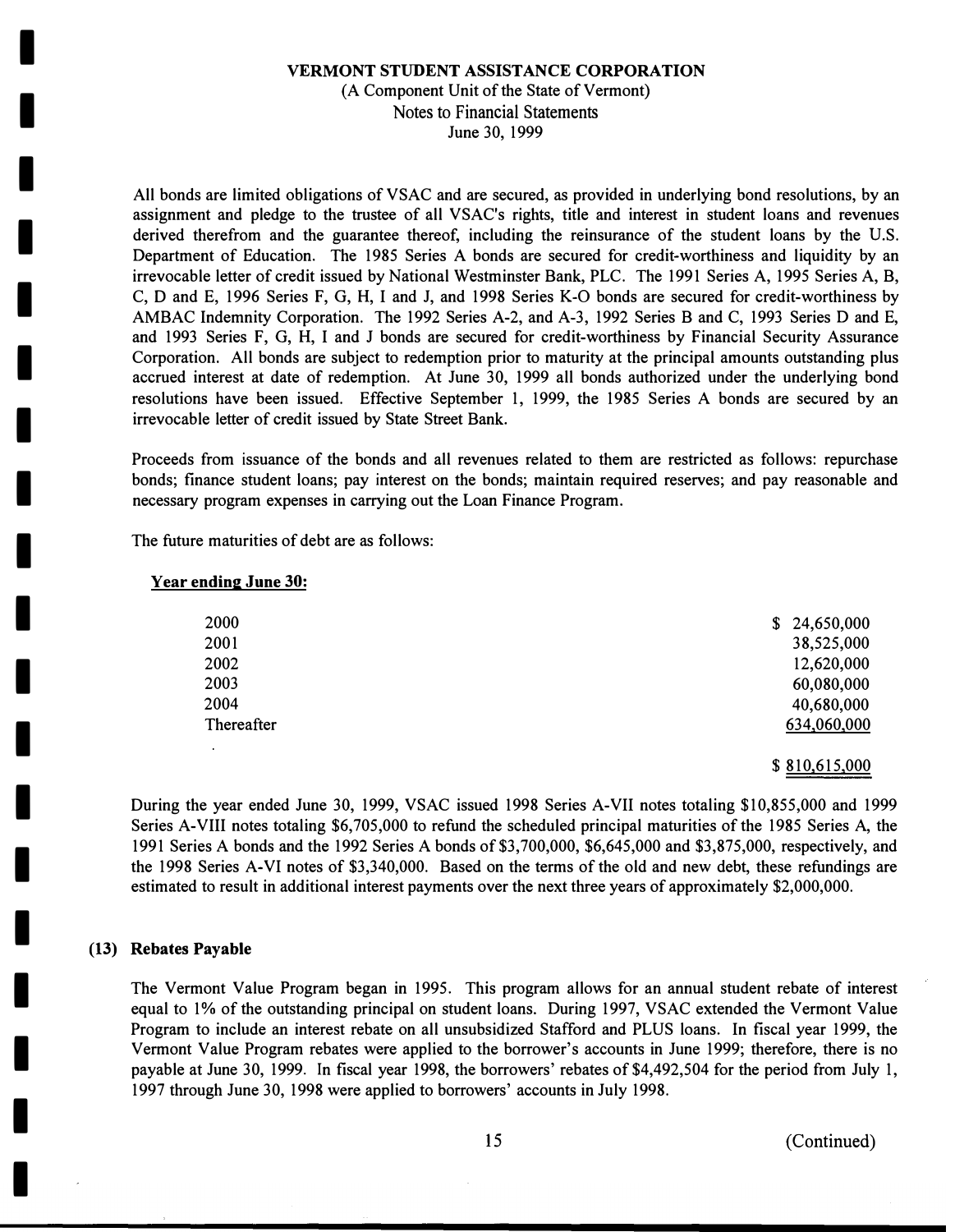VERMONT STUDENT ASSISTANCE CORPORATION
(A Component Unit of the State of Vermont)
Notes to Financial Statements
June 30, 1999

All bonds are limited obligations of VSAC and are secured, as provided in underlying bond resolutions, by an assignment and pledge to the trustee of all VSAC's rights, title and interest in student loans and revenues derived therefrom and the guarantee thereof, including the reinsurance of the student loans by the U.S. Department of Education. The 1985 Series A bonds are secured for credit-worthiness and liquidity by an irrevocable letter of credit issued by National Westminster Bank, PLC. The 1991 Series A, 1995 Series A, B, C, D and E, 1996 Series F, G, H, I and J, and 1998 Series K-O bonds are secured for credit-worthiness by AMBAC Indemnity Corporation. The 1992 Series A-2, and A-3, 1992 Series B and C, 1993 Series D and E, and 1993 Series F, G, H, I and J bonds are secured for credit-worthiness by Financial Security Assurance Corporation. All bonds are subject to redemption prior to maturity at the principal amounts outstanding plus accrued interest at date of redemption. At June 30, 1999 all bonds authorized under the underlying bond resolutions have been issued. Effective September 1, 1999, the 1985 Series A bonds are secured by an irrevocable letter of credit issued by State Street Bank.

Proceeds from issuance of the bonds and all revenues related to them are restricted as follows: repurchase bonds; finance student loans; pay interest on the bonds; maintain required reserves; and pay reasonable and necessary program expenses in carrying out the Loan Finance Program.

The future maturities of debt are as follows:

| **Year ending June 30:** | |
|---|---|
| 2000 | $ 24,650,000 |
| 2001 | 38,525,000 |
| 2002 | 12,620,000 |
| 2003 | 60,080,000 |
| 2004 | 40,680,000 |
| Thereafter | 634,060,000 |
| | $ 810,615,000 |

During the year ended June 30, 1999, VSAC issued 1998 Series A-VII notes totaling $10,855,000 and 1999 Series A-VIII notes totaling $6,705,000 to refund the scheduled principal maturities of the 1985 Series A, the 1991 Series A bonds and the 1992 Series A bonds of $3,700,000, $6,645,000 and $3,875,000, respectively, and the 1998 Series A-VI notes of $3,340,000. Based on the terms of the old and new debt, these refundings are estimated to result in additional interest payments over the next three years of approximately $2,000,000.

## (13) Rebates Payable

The Vermont Value Program began in 1995. This program allows for an annual student rebate of interest equal to 1% of the outstanding principal on student loans. During 1997, VSAC extended the Vermont Value Program to include an interest rebate on all unsubsidized Stafford and PLUS loans. In fiscal year 1999, the Vermont Value Program rebates were applied to the borrower's accounts in June 1999; therefore, there is no payable at June 30, 1999. In fiscal year 1998, the borrowers' rebates of $4,492,504 for the period from July 1, 1997 through June 30, 1998 were applied to borrowers' accounts in July 1998.

(Continued)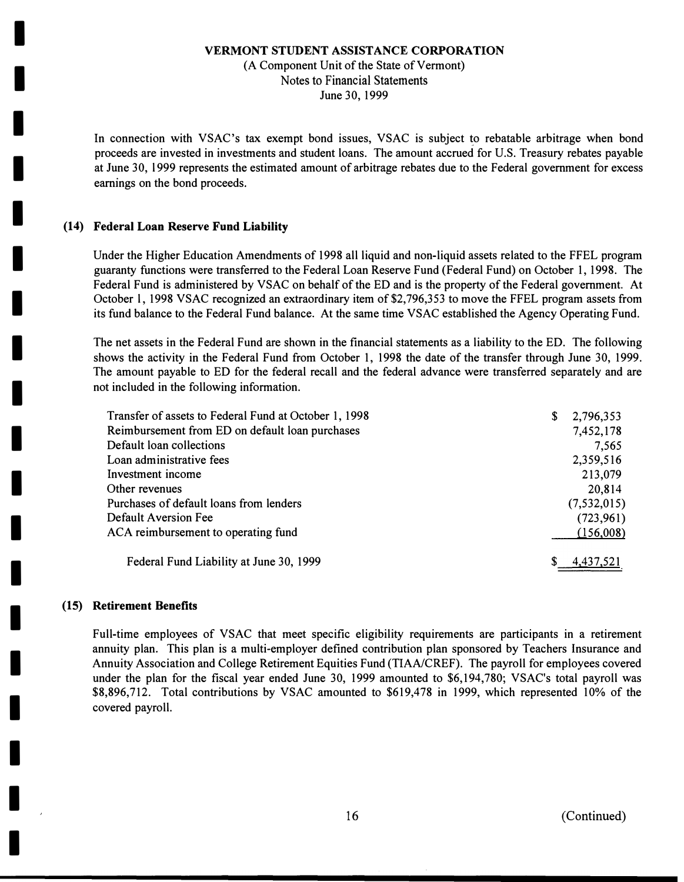**VERMONT STUDENT ASSISTANCE CORPORATION**
(A Component Unit of the State of Vermont)
Notes to Financial Statements
June 30, 1999

In connection with VSAC's tax exempt bond issues, VSAC is subject to rebatable arbitrage when bond proceeds are invested in investments and student loans. The amount accrued for U.S. Treasury rebates payable at June 30, 1999 represents the estimated amount of arbitrage rebates due to the Federal government for excess earnings on the bond proceeds.

## (14) Federal Loan Reserve Fund Liability

Under the Higher Education Amendments of 1998 all liquid and non-liquid assets related to the FFEL program guaranty functions were transferred to the Federal Loan Reserve Fund (Federal Fund) on October 1, 1998. The Federal Fund is administered by VSAC on behalf of the ED and is the property of the Federal government. At October 1, 1998 VSAC recognized an extraordinary item of $2,796,353 to move the FFEL program assets from its fund balance to the Federal Fund balance. At the same time VSAC established the Agency Operating Fund.

The net assets in the Federal Fund are shown in the financial statements as a liability to the ED. The following shows the activity in the Federal Fund from October 1, 1998 the date of the transfer through June 30, 1999. The amount payable to ED for the federal recall and the federal advance were transferred separately and are not included in the following information.

| | |
|---|---|
| Transfer of assets to Federal Fund at October 1, 1998 | $ 2,796,353 |
| Reimbursement from ED on default loan purchases | 7,452,178 |
| Default loan collections | 7,565 |
| Loan administrative fees | 2,359,516 |
| Investment income | 213,079 |
| Other revenues | 20,814 |
| Purchases of default loans from lenders | (7,532,015) |
| Default Aversion Fee | (723,961) |
| ACA reimbursement to operating fund | (156,008) |
| Federal Fund Liability at June 30, 1999 | $ 4,437,521 |

## (15) Retirement Benefits

Full-time employees of VSAC that meet specific eligibility requirements are participants in a retirement annuity plan. This plan is a multi-employer defined contribution plan sponsored by Teachers Insurance and Annuity Association and College Retirement Equities Fund (TIAA/CREF). The payroll for employees covered under the plan for the fiscal year ended June 30, 1999 amounted to $6,194,780; VSAC's total payroll was $8,896,712. Total contributions by VSAC amounted to $619,478 in 1999, which represented 10% of the covered payroll.

(Continued)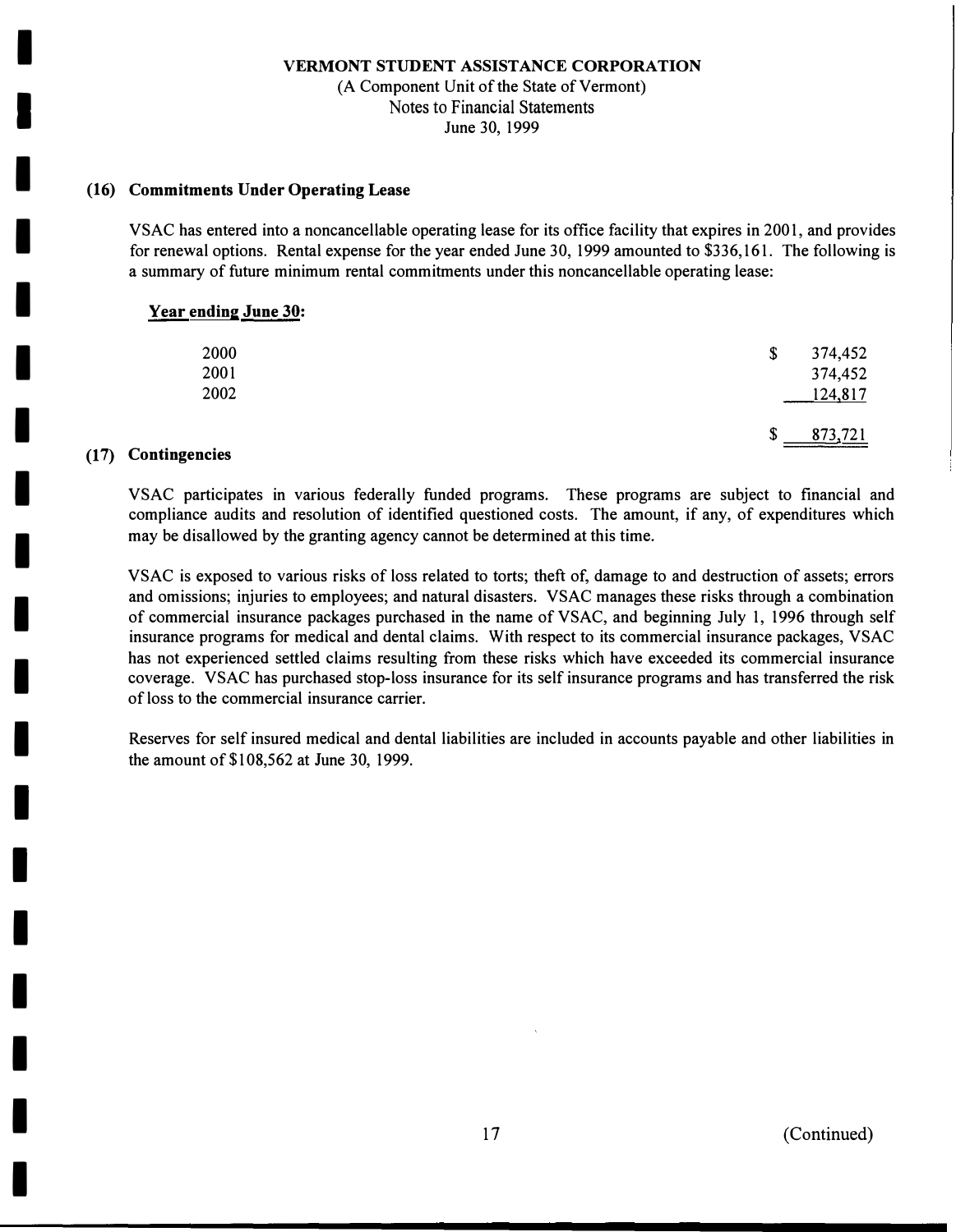**VERMONT STUDENT ASSISTANCE CORPORATION**

(A Component Unit of the State of Vermont)

Notes to Financial Statements

June 30, 1999

### (16) Commitments Under Operating Lease

VSAC has entered into a noncancellable operating lease for its office facility that expires in 2001, and provides for renewal options. Rental expense for the year ended June 30, 1999 amounted to $336,161. The following is a summary of future minimum rental commitments under this noncancellable operating lease:

| **Year ending June 30:** | |
|---|---|
| 2000 | $ 374,452 |
| 2001 | 374,452 |
| 2002 | 124,817 |
| | $ 873,721 |

### (17) Contingencies

VSAC participates in various federally funded programs. These programs are subject to financial and compliance audits and resolution of identified questioned costs. The amount, if any, of expenditures which may be disallowed by the granting agency cannot be determined at this time.

VSAC is exposed to various risks of loss related to torts; theft of, damage to and destruction of assets; errors and omissions; injuries to employees; and natural disasters. VSAC manages these risks through a combination of commercial insurance packages purchased in the name of VSAC, and beginning July 1, 1996 through self insurance programs for medical and dental claims. With respect to its commercial insurance packages, VSAC has not experienced settled claims resulting from these risks which have exceeded its commercial insurance coverage. VSAC has purchased stop-loss insurance for its self insurance programs and has transferred the risk of loss to the commercial insurance carrier.

Reserves for self insured medical and dental liabilities are included in accounts payable and other liabilities in the amount of $108,562 at June 30, 1999.

(Continued)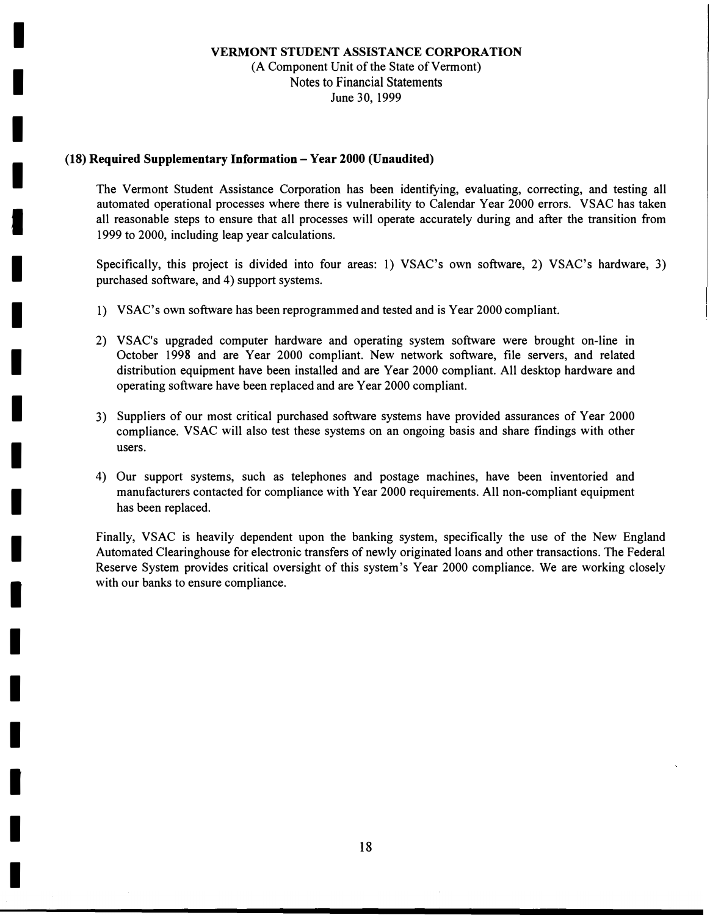**VERMONT STUDENT ASSISTANCE CORPORATION**

(A Component Unit of the State of Vermont)

Notes to Financial Statements

June 30, 1999

### (18) Required Supplementary Information – Year 2000 (Unaudited)

The Vermont Student Assistance Corporation has been identifying, evaluating, correcting, and testing all automated operational processes where there is vulnerability to Calendar Year 2000 errors. VSAC has taken all reasonable steps to ensure that all processes will operate accurately during and after the transition from 1999 to 2000, including leap year calculations.

Specifically, this project is divided into four areas: 1) VSAC's own software, 2) VSAC's hardware, 3) purchased software, and 4) support systems.

1) VSAC's own software has been reprogrammed and tested and is Year 2000 compliant.

2) VSAC's upgraded computer hardware and operating system software were brought on-line in October 1998 and are Year 2000 compliant. New network software, file servers, and related distribution equipment have been installed and are Year 2000 compliant. All desktop hardware and operating software have been replaced and are Year 2000 compliant.

3) Suppliers of our most critical purchased software systems have provided assurances of Year 2000 compliance. VSAC will also test these systems on an ongoing basis and share findings with other users.

4) Our support systems, such as telephones and postage machines, have been inventoried and manufacturers contacted for compliance with Year 2000 requirements. All non-compliant equipment has been replaced.

Finally, VSAC is heavily dependent upon the banking system, specifically the use of the New England Automated Clearinghouse for electronic transfers of newly originated loans and other transactions. The Federal Reserve System provides critical oversight of this system's Year 2000 compliance. We are working closely with our banks to ensure compliance.